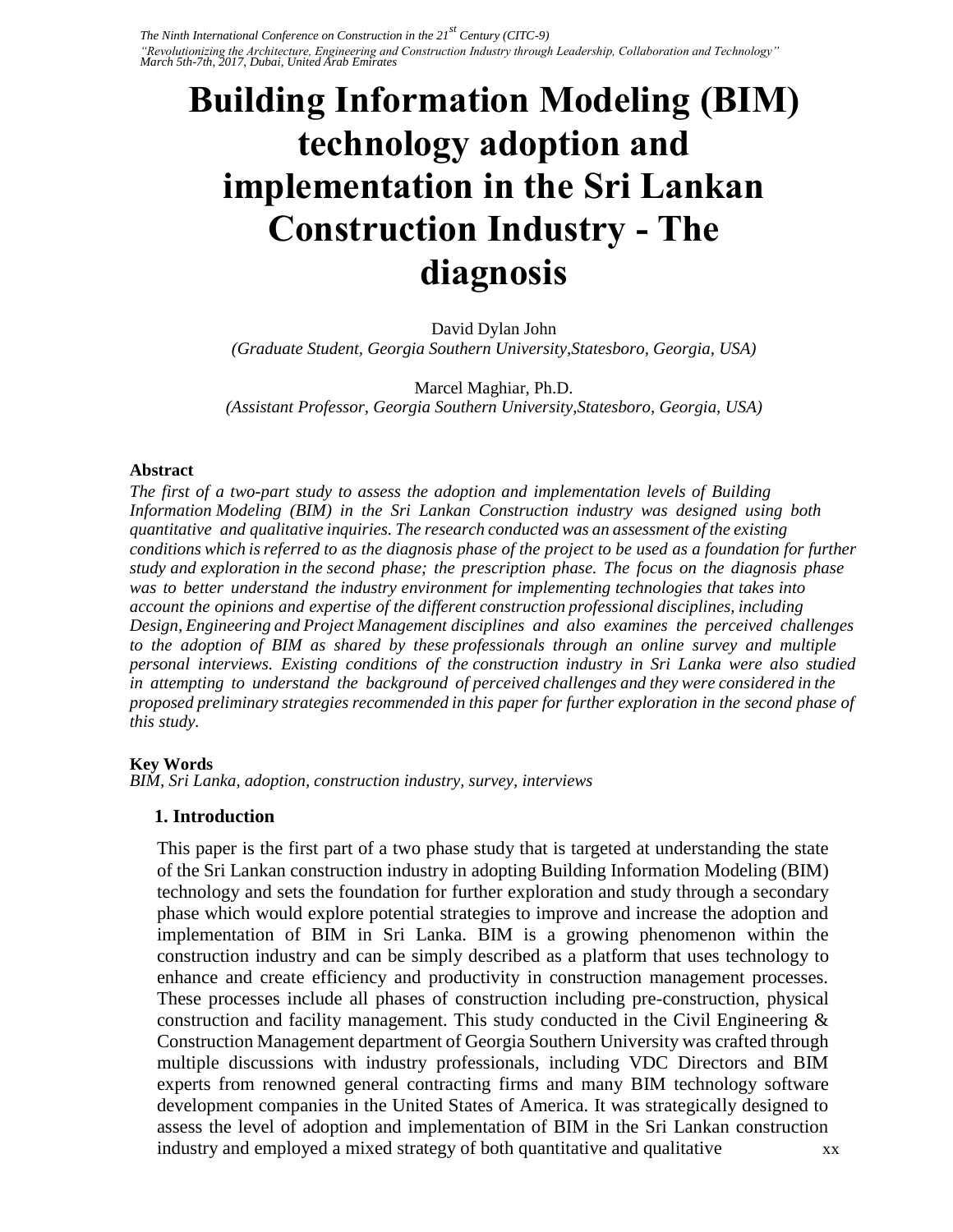# Building Information Modeling (BIM) technology adoption and implementation in the Sri Lankan Construction Industry - The diagnosis

David Dylan John
*(Graduate Student, Georgia Southern University,Statesboro, Georgia, USA)*

Marcel Maghiar, Ph.D.
*(Assistant Professor, Georgia Southern University,Statesboro, Georgia, USA)*

**Abstract**

*The first of a two-part study to assess the adoption and implementation levels of Building Information Modeling (BIM) in the Sri Lankan Construction industry was designed using both quantitative and qualitative inquiries. The research conducted was an assessment of the existing conditions which is referred to as the diagnosis phase of the project to be used as a foundation for further study and exploration in the second phase; the prescription phase. The focus on the diagnosis phase was to better understand the industry environment for implementing technologies that takes into account the opinions and expertise of the different construction professional disciplines, including Design, Engineering and Project Management disciplines and also examines the perceived challenges to the adoption of BIM as shared by these professionals through an online survey and multiple personal interviews. Existing conditions of the construction industry in Sri Lanka were also studied in attempting to understand the background of perceived challenges and they were considered in the proposed preliminary strategies recommended in this paper for further exploration in the second phase of this study.*

**Key Words**

*BIM, Sri Lanka, adoption, construction industry, survey, interviews*

## 1. Introduction

This paper is the first part of a two phase study that is targeted at understanding the state of the Sri Lankan construction industry in adopting Building Information Modeling (BIM) technology and sets the foundation for further exploration and study through a secondary phase which would explore potential strategies to improve and increase the adoption and implementation of BIM in Sri Lanka. BIM is a growing phenomenon within the construction industry and can be simply described as a platform that uses technology to enhance and create efficiency and productivity in construction management processes. These processes include all phases of construction including pre-construction, physical construction and facility management. This study conducted in the Civil Engineering & Construction Management department of Georgia Southern University was crafted through multiple discussions with industry professionals, including VDC Directors and BIM experts from renowned general contracting firms and many BIM technology software development companies in the United States of America. It was strategically designed to assess the level of adoption and implementation of BIM in the Sri Lankan construction industry and employed a mixed strategy of both quantitative and qualitative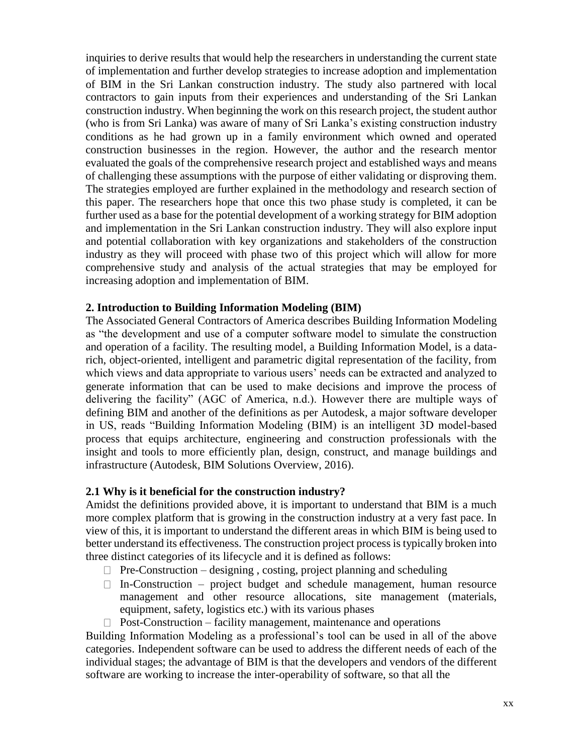inquiries to derive results that would help the researchers in understanding the current state of implementation and further develop strategies to increase adoption and implementation of BIM in the Sri Lankan construction industry. The study also partnered with local contractors to gain inputs from their experiences and understanding of the Sri Lankan construction industry. When beginning the work on this research project, the student author (who is from Sri Lanka) was aware of many of Sri Lanka's existing construction industry conditions as he had grown up in a family environment which owned and operated construction businesses in the region. However, the author and the research mentor evaluated the goals of the comprehensive research project and established ways and means of challenging these assumptions with the purpose of either validating or disproving them. The strategies employed are further explained in the methodology and research section of this paper. The researchers hope that once this two phase study is completed, it can be further used as a base for the potential development of a working strategy for BIM adoption and implementation in the Sri Lankan construction industry. They will also explore input and potential collaboration with key organizations and stakeholders of the construction industry as they will proceed with phase two of this project which will allow for more comprehensive study and analysis of the actual strategies that may be employed for increasing adoption and implementation of BIM.

## 2. Introduction to Building Information Modeling (BIM)

The Associated General Contractors of America describes Building Information Modeling as "the development and use of a computer software model to simulate the construction and operation of a facility. The resulting model, a Building Information Model, is a data-rich, object-oriented, intelligent and parametric digital representation of the facility, from which views and data appropriate to various users' needs can be extracted and analyzed to generate information that can be used to make decisions and improve the process of delivering the facility" (AGC of America, n.d.). However there are multiple ways of defining BIM and another of the definitions as per Autodesk, a major software developer in US, reads "Building Information Modeling (BIM) is an intelligent 3D model-based process that equips architecture, engineering and construction professionals with the insight and tools to more efficiently plan, design, construct, and manage buildings and infrastructure (Autodesk, BIM Solutions Overview, 2016).

### 2.1 Why is it beneficial for the construction industry?

Amidst the definitions provided above, it is important to understand that BIM is a much more complex platform that is growing in the construction industry at a very fast pace. In view of this, it is important to understand the different areas in which BIM is being used to better understand its effectiveness. The construction project process is typically broken into three distinct categories of its lifecycle and it is defined as follows:

- Pre-Construction – designing , costing, project planning and scheduling
- In-Construction – project budget and schedule management, human resource management and other resource allocations, site management (materials, equipment, safety, logistics etc.) with its various phases
- Post-Construction – facility management, maintenance and operations

Building Information Modeling as a professional's tool can be used in all of the above categories. Independent software can be used to address the different needs of each of the individual stages; the advantage of BIM is that the developers and vendors of the different software are working to increase the inter-operability of software, so that all the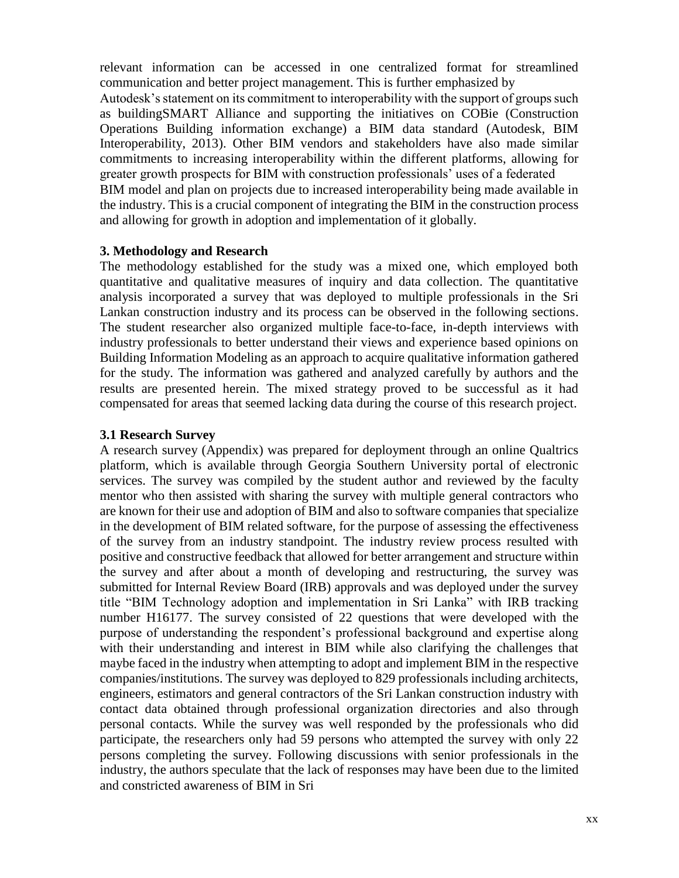relevant information can be accessed in one centralized format for streamlined communication and better project management. This is further emphasized by Autodesk's statement on its commitment to interoperability with the support of groups such as buildingSMART Alliance and supporting the initiatives on COBie (Construction Operations Building information exchange) a BIM data standard (Autodesk, BIM Interoperability, 2013). Other BIM vendors and stakeholders have also made similar commitments to increasing interoperability within the different platforms, allowing for greater growth prospects for BIM with construction professionals' uses of a federated BIM model and plan on projects due to increased interoperability being made available in the industry. This is a crucial component of integrating the BIM in the construction process and allowing for growth in adoption and implementation of it globally.

### 3. Methodology and Research

The methodology established for the study was a mixed one, which employed both quantitative and qualitative measures of inquiry and data collection. The quantitative analysis incorporated a survey that was deployed to multiple professionals in the Sri Lankan construction industry and its process can be observed in the following sections. The student researcher also organized multiple face-to-face, in-depth interviews with industry professionals to better understand their views and experience based opinions on Building Information Modeling as an approach to acquire qualitative information gathered for the study. The information was gathered and analyzed carefully by authors and the results are presented herein. The mixed strategy proved to be successful as it had compensated for areas that seemed lacking data during the course of this research project.

### 3.1 Research Survey

A research survey (Appendix) was prepared for deployment through an online Qualtrics platform, which is available through Georgia Southern University portal of electronic services. The survey was compiled by the student author and reviewed by the faculty mentor who then assisted with sharing the survey with multiple general contractors who are known for their use and adoption of BIM and also to software companies that specialize in the development of BIM related software, for the purpose of assessing the effectiveness of the survey from an industry standpoint. The industry review process resulted with positive and constructive feedback that allowed for better arrangement and structure within the survey and after about a month of developing and restructuring, the survey was submitted for Internal Review Board (IRB) approvals and was deployed under the survey title "BIM Technology adoption and implementation in Sri Lanka" with IRB tracking number H16177. The survey consisted of 22 questions that were developed with the purpose of understanding the respondent's professional background and expertise along with their understanding and interest in BIM while also clarifying the challenges that maybe faced in the industry when attempting to adopt and implement BIM in the respective companies/institutions. The survey was deployed to 829 professionals including architects, engineers, estimators and general contractors of the Sri Lankan construction industry with contact data obtained through professional organization directories and also through personal contacts. While the survey was well responded by the professionals who did participate, the researchers only had 59 persons who attempted the survey with only 22 persons completing the survey. Following discussions with senior professionals in the industry, the authors speculate that the lack of responses may have been due to the limited and constricted awareness of BIM in Sri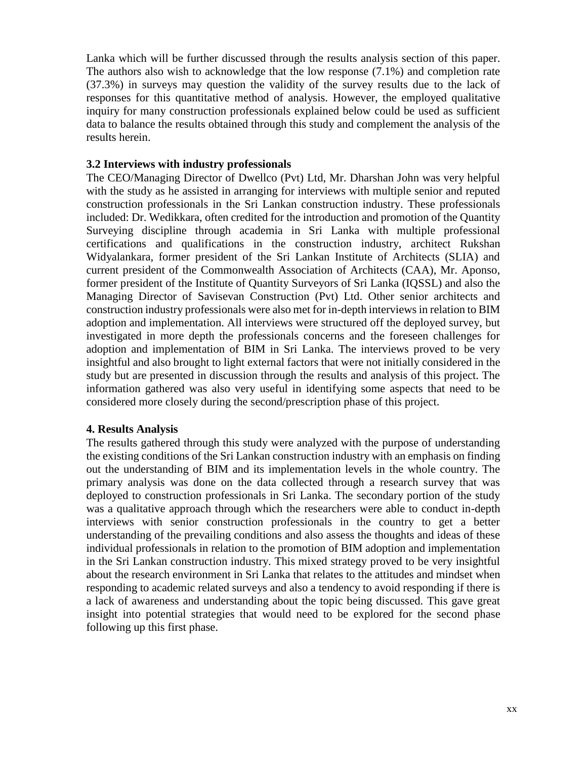Lanka which will be further discussed through the results analysis section of this paper. The authors also wish to acknowledge that the low response (7.1%) and completion rate (37.3%) in surveys may question the validity of the survey results due to the lack of responses for this quantitative method of analysis. However, the employed qualitative inquiry for many construction professionals explained below could be used as sufficient data to balance the results obtained through this study and complement the analysis of the results herein.

### 3.2 Interviews with industry professionals

The CEO/Managing Director of Dwellco (Pvt) Ltd, Mr. Dharshan John was very helpful with the study as he assisted in arranging for interviews with multiple senior and reputed construction professionals in the Sri Lankan construction industry. These professionals included: Dr. Wedikkara, often credited for the introduction and promotion of the Quantity Surveying discipline through academia in Sri Lanka with multiple professional certifications and qualifications in the construction industry, architect Rukshan Widyalankara, former president of the Sri Lankan Institute of Architects (SLIA) and current president of the Commonwealth Association of Architects (CAA), Mr. Aponso, former president of the Institute of Quantity Surveyors of Sri Lanka (IQSSL) and also the Managing Director of Savisevan Construction (Pvt) Ltd. Other senior architects and construction industry professionals were also met for in-depth interviews in relation to BIM adoption and implementation. All interviews were structured off the deployed survey, but investigated in more depth the professionals concerns and the foreseen challenges for adoption and implementation of BIM in Sri Lanka. The interviews proved to be very insightful and also brought to light external factors that were not initially considered in the study but are presented in discussion through the results and analysis of this project. The information gathered was also very useful in identifying some aspects that need to be considered more closely during the second/prescription phase of this project.

## 4. Results Analysis

The results gathered through this study were analyzed with the purpose of understanding the existing conditions of the Sri Lankan construction industry with an emphasis on finding out the understanding of BIM and its implementation levels in the whole country. The primary analysis was done on the data collected through a research survey that was deployed to construction professionals in Sri Lanka. The secondary portion of the study was a qualitative approach through which the researchers were able to conduct in-depth interviews with senior construction professionals in the country to get a better understanding of the prevailing conditions and also assess the thoughts and ideas of these individual professionals in relation to the promotion of BIM adoption and implementation in the Sri Lankan construction industry. This mixed strategy proved to be very insightful about the research environment in Sri Lanka that relates to the attitudes and mindset when responding to academic related surveys and also a tendency to avoid responding if there is a lack of awareness and understanding about the topic being discussed. This gave great insight into potential strategies that would need to be explored for the second phase following up this first phase.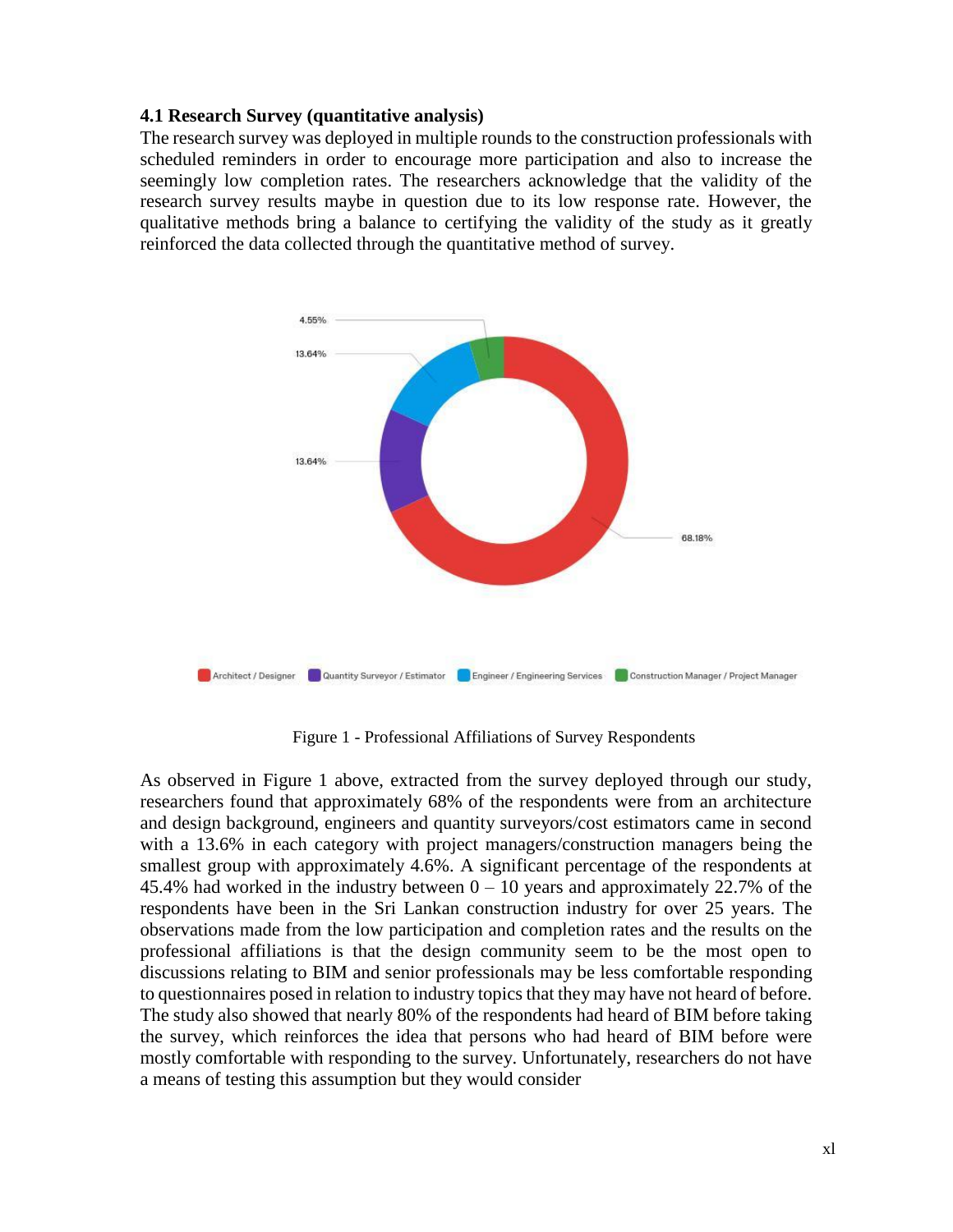### 4.1 Research Survey (quantitative analysis)

The research survey was deployed in multiple rounds to the construction professionals with scheduled reminders in order to encourage more participation and also to increase the seemingly low completion rates. The researchers acknowledge that the validity of the research survey results maybe in question due to its low response rate. However, the qualitative methods bring a balance to certifying the validity of the study as it greatly reinforced the data collected through the quantitative method of survey.

Figure 1 - Professional Affiliations of Survey Respondents

As observed in Figure 1 above, extracted from the survey deployed through our study, researchers found that approximately 68% of the respondents were from an architecture and design background, engineers and quantity surveyors/cost estimators came in second with a 13.6% in each category with project managers/construction managers being the smallest group with approximately 4.6%. A significant percentage of the respondents at 45.4% had worked in the industry between 0 – 10 years and approximately 22.7% of the respondents have been in the Sri Lankan construction industry for over 25 years. The observations made from the low participation and completion rates and the results on the professional affiliations is that the design community seem to be the most open to discussions relating to BIM and senior professionals may be less comfortable responding to questionnaires posed in relation to industry topics that they may have not heard of before. The study also showed that nearly 80% of the respondents had heard of BIM before taking the survey, which reinforces the idea that persons who had heard of BIM before were mostly comfortable with responding to the survey. Unfortunately, researchers do not have a means of testing this assumption but they would consider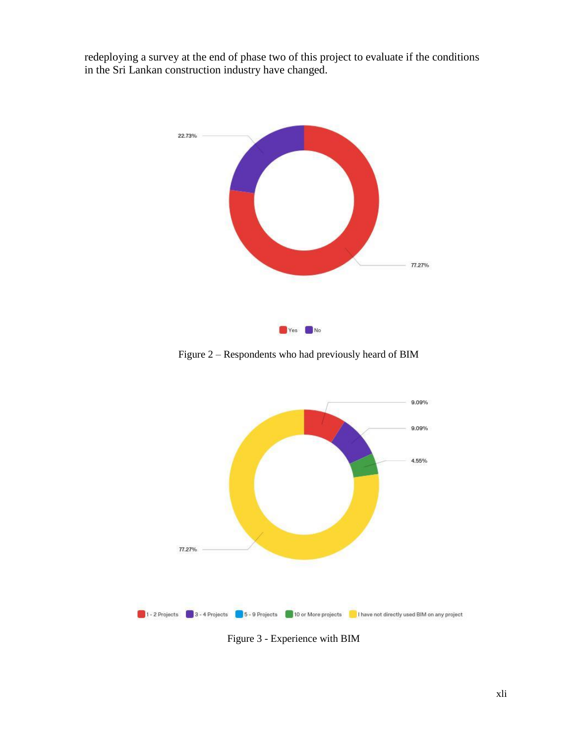redeploying a survey at the end of phase two of this project to evaluate if the conditions in the Sri Lankan construction industry have changed.

Figure 2 – Respondents who had previously heard of BIM

Figure 3 - Experience with BIM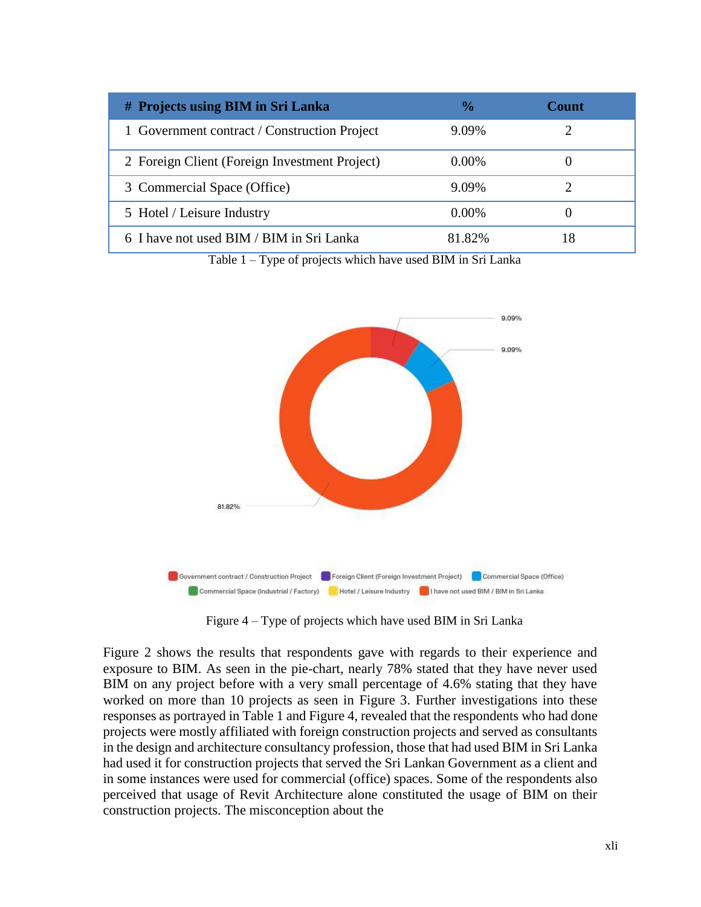| # | Projects using BIM in Sri Lanka | % | Count |
|---|---|---|---|
| 1 | Government contract / Construction Project | 9.09% | 2 |
| 2 | Foreign Client (Foreign Investment Project) | 0.00% | 0 |
| 3 | Commercial Space (Office) | 9.09% | 2 |
| 5 | Hotel / Leisure Industry | 0.00% | 0 |
| 6 | I have not used BIM / BIM in Sri Lanka | 81.82% | 18 |

Table 1 – Type of projects which have used BIM in Sri Lanka

Figure 4 – Type of projects which have used BIM in Sri Lanka

Figure 2 shows the results that respondents gave with regards to their experience and exposure to BIM. As seen in the pie-chart, nearly 78% stated that they have never used BIM on any project before with a very small percentage of 4.6% stating that they have worked on more than 10 projects as seen in Figure 3. Further investigations into these responses as portrayed in Table 1 and Figure 4, revealed that the respondents who had done projects were mostly affiliated with foreign construction projects and served as consultants in the design and architecture consultancy profession, those that had used BIM in Sri Lanka had used it for construction projects that served the Sri Lankan Government as a client and in some instances were used for commercial (office) spaces. Some of the respondents also perceived that usage of Revit Architecture alone constituted the usage of BIM on their construction projects. The misconception about the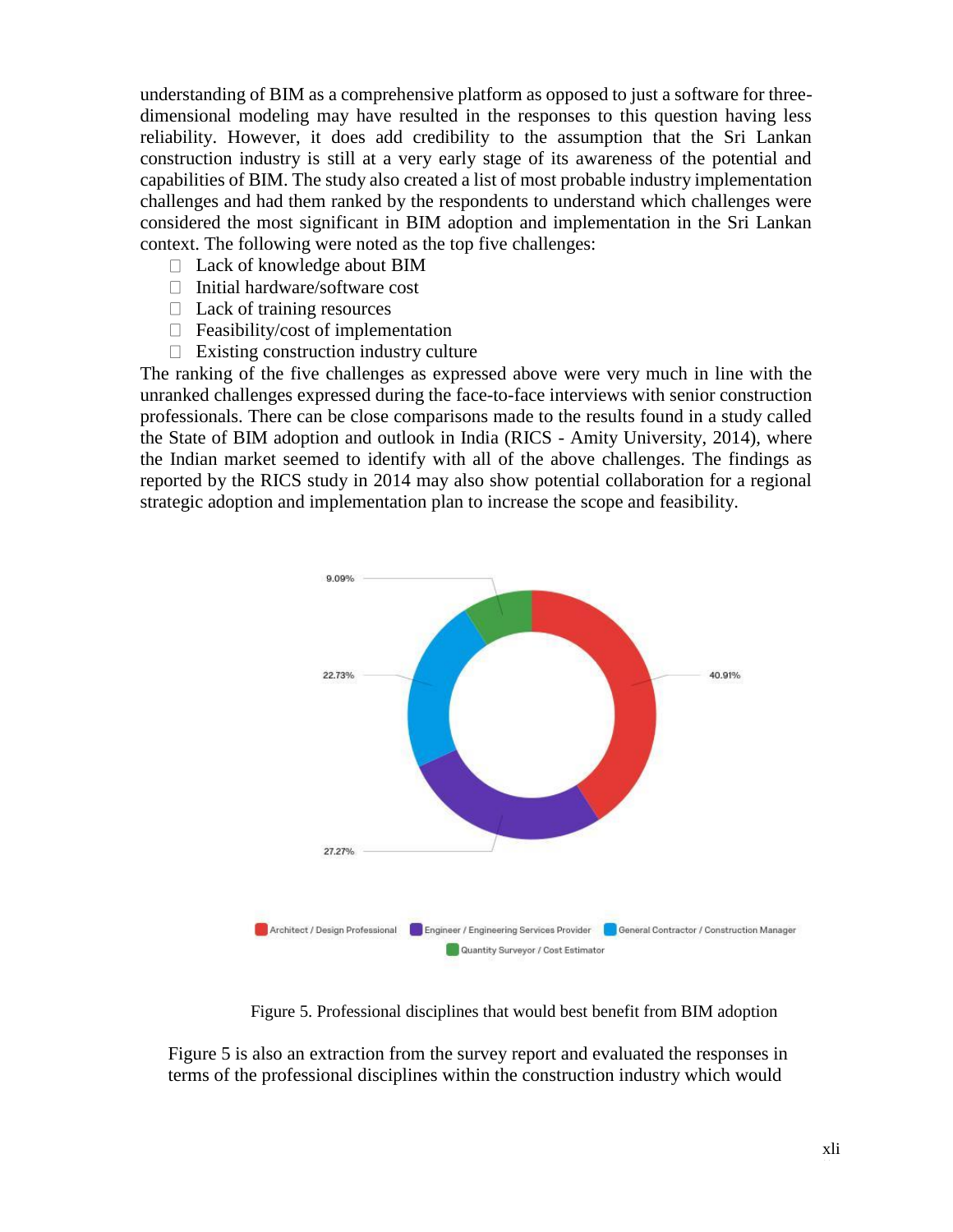understanding of BIM as a comprehensive platform as opposed to just a software for three-dimensional modeling may have resulted in the responses to this question having less reliability. However, it does add credibility to the assumption that the Sri Lankan construction industry is still at a very early stage of its awareness of the potential and capabilities of BIM. The study also created a list of most probable industry implementation challenges and had them ranked by the respondents to understand which challenges were considered the most significant in BIM adoption and implementation in the Sri Lankan context. The following were noted as the top five challenges:

- Lack of knowledge about BIM
- Initial hardware/software cost
- Lack of training resources
- Feasibility/cost of implementation
- Existing construction industry culture

The ranking of the five challenges as expressed above were very much in line with the unranked challenges expressed during the face-to-face interviews with senior construction professionals. There can be close comparisons made to the results found in a study called the State of BIM adoption and outlook in India (RICS - Amity University, 2014), where the Indian market seemed to identify with all of the above challenges. The findings as reported by the RICS study in 2014 may also show potential collaboration for a regional strategic adoption and implementation plan to increase the scope and feasibility.

9.09%

22.73%

40.91%

27.27%

Architect / Design Professional | Engineer / Engineering Services Provider | General Contractor / Construction Manager | Quantity Surveyor / Cost Estimator

Figure 5. Professional disciplines that would best benefit from BIM adoption

Figure 5 is also an extraction from the survey report and evaluated the responses in terms of the professional disciplines within the construction industry which would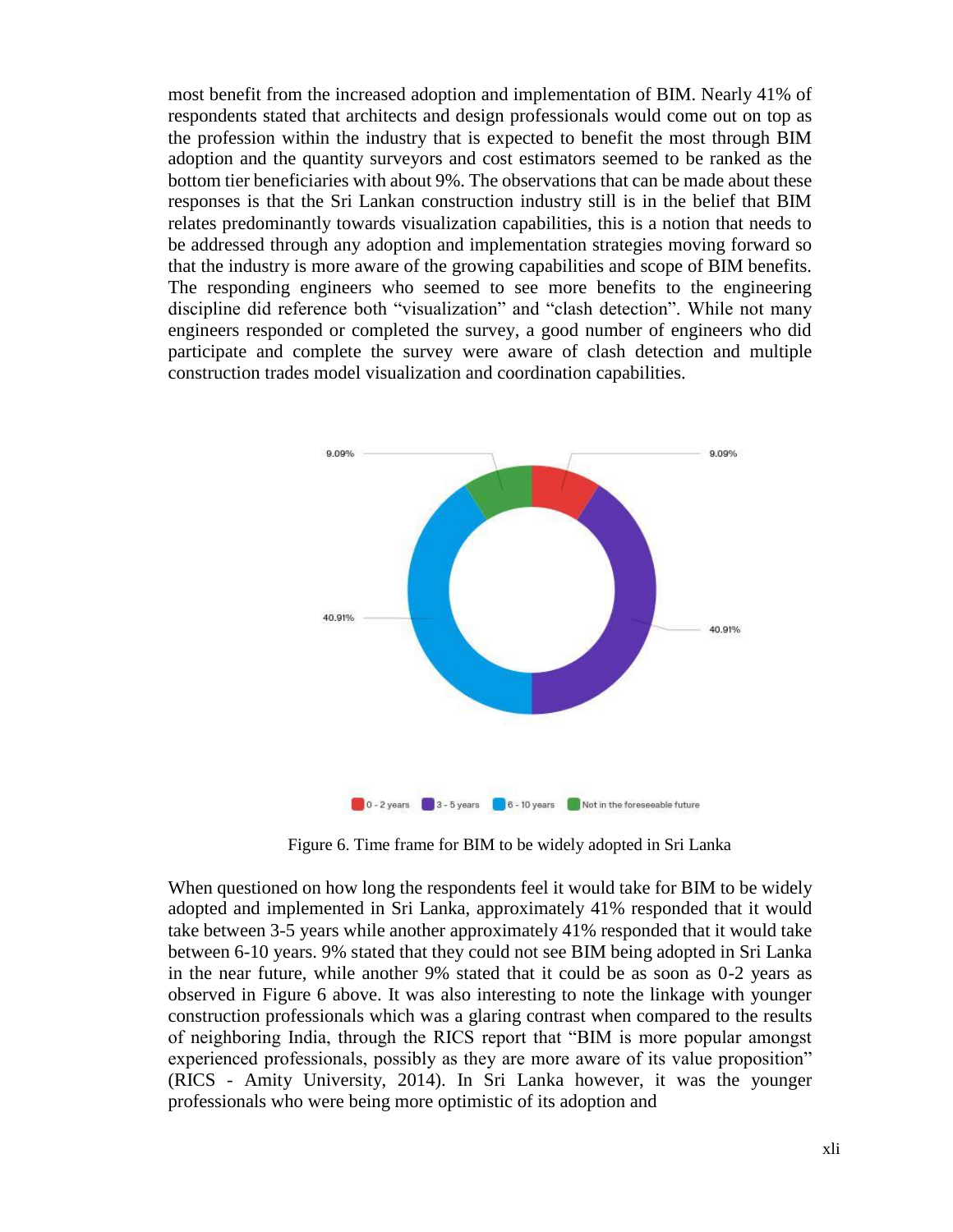most benefit from the increased adoption and implementation of BIM. Nearly 41% of respondents stated that architects and design professionals would come out on top as the profession within the industry that is expected to benefit the most through BIM adoption and the quantity surveyors and cost estimators seemed to be ranked as the bottom tier beneficiaries with about 9%. The observations that can be made about these responses is that the Sri Lankan construction industry still is in the belief that BIM relates predominantly towards visualization capabilities, this is a notion that needs to be addressed through any adoption and implementation strategies moving forward so that the industry is more aware of the growing capabilities and scope of BIM benefits. The responding engineers who seemed to see more benefits to the engineering discipline did reference both "visualization" and "clash detection". While not many engineers responded or completed the survey, a good number of engineers who did participate and complete the survey were aware of clash detection and multiple construction trades model visualization and coordination capabilities.

Figure 6. Time frame for BIM to be widely adopted in Sri Lanka

When questioned on how long the respondents feel it would take for BIM to be widely adopted and implemented in Sri Lanka, approximately 41% responded that it would take between 3-5 years while another approximately 41% responded that it would take between 6-10 years. 9% stated that they could not see BIM being adopted in Sri Lanka in the near future, while another 9% stated that it could be as soon as 0-2 years as observed in Figure 6 above. It was also interesting to note the linkage with younger construction professionals which was a glaring contrast when compared to the results of neighboring India, through the RICS report that "BIM is more popular amongst experienced professionals, possibly as they are more aware of its value proposition" (RICS - Amity University, 2014). In Sri Lanka however, it was the younger professionals who were being more optimistic of its adoption and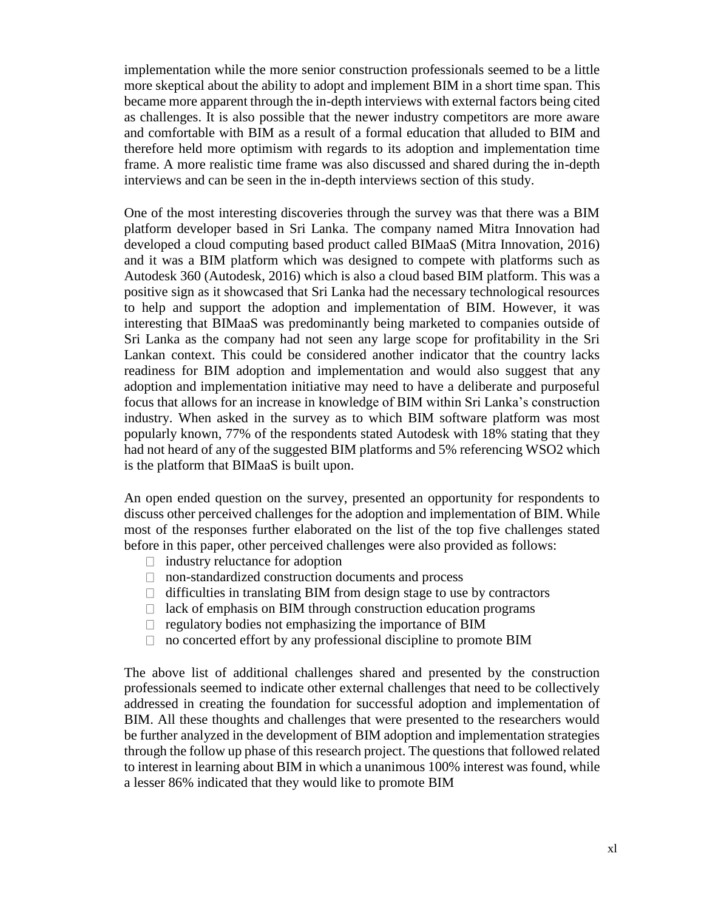implementation while the more senior construction professionals seemed to be a little more skeptical about the ability to adopt and implement BIM in a short time span. This became more apparent through the in-depth interviews with external factors being cited as challenges. It is also possible that the newer industry competitors are more aware and comfortable with BIM as a result of a formal education that alluded to BIM and therefore held more optimism with regards to its adoption and implementation time frame. A more realistic time frame was also discussed and shared during the in-depth interviews and can be seen in the in-depth interviews section of this study.

One of the most interesting discoveries through the survey was that there was a BIM platform developer based in Sri Lanka. The company named Mitra Innovation had developed a cloud computing based product called BIMaaS (Mitra Innovation, 2016) and it was a BIM platform which was designed to compete with platforms such as Autodesk 360 (Autodesk, 2016) which is also a cloud based BIM platform. This was a positive sign as it showcased that Sri Lanka had the necessary technological resources to help and support the adoption and implementation of BIM. However, it was interesting that BIMaaS was predominantly being marketed to companies outside of Sri Lanka as the company had not seen any large scope for profitability in the Sri Lankan context. This could be considered another indicator that the country lacks readiness for BIM adoption and implementation and would also suggest that any adoption and implementation initiative may need to have a deliberate and purposeful focus that allows for an increase in knowledge of BIM within Sri Lanka's construction industry. When asked in the survey as to which BIM software platform was most popularly known, 77% of the respondents stated Autodesk with 18% stating that they had not heard of any of the suggested BIM platforms and 5% referencing WSO2 which is the platform that BIMaaS is built upon.

An open ended question on the survey, presented an opportunity for respondents to discuss other perceived challenges for the adoption and implementation of BIM. While most of the responses further elaborated on the list of the top five challenges stated before in this paper, other perceived challenges were also provided as follows:

- industry reluctance for adoption
- non-standardized construction documents and process
- difficulties in translating BIM from design stage to use by contractors
- lack of emphasis on BIM through construction education programs
- regulatory bodies not emphasizing the importance of BIM
- no concerted effort by any professional discipline to promote BIM

The above list of additional challenges shared and presented by the construction professionals seemed to indicate other external challenges that need to be collectively addressed in creating the foundation for successful adoption and implementation of BIM. All these thoughts and challenges that were presented to the researchers would be further analyzed in the development of BIM adoption and implementation strategies through the follow up phase of this research project. The questions that followed related to interest in learning about BIM in which a unanimous 100% interest was found, while a lesser 86% indicated that they would like to promote BIM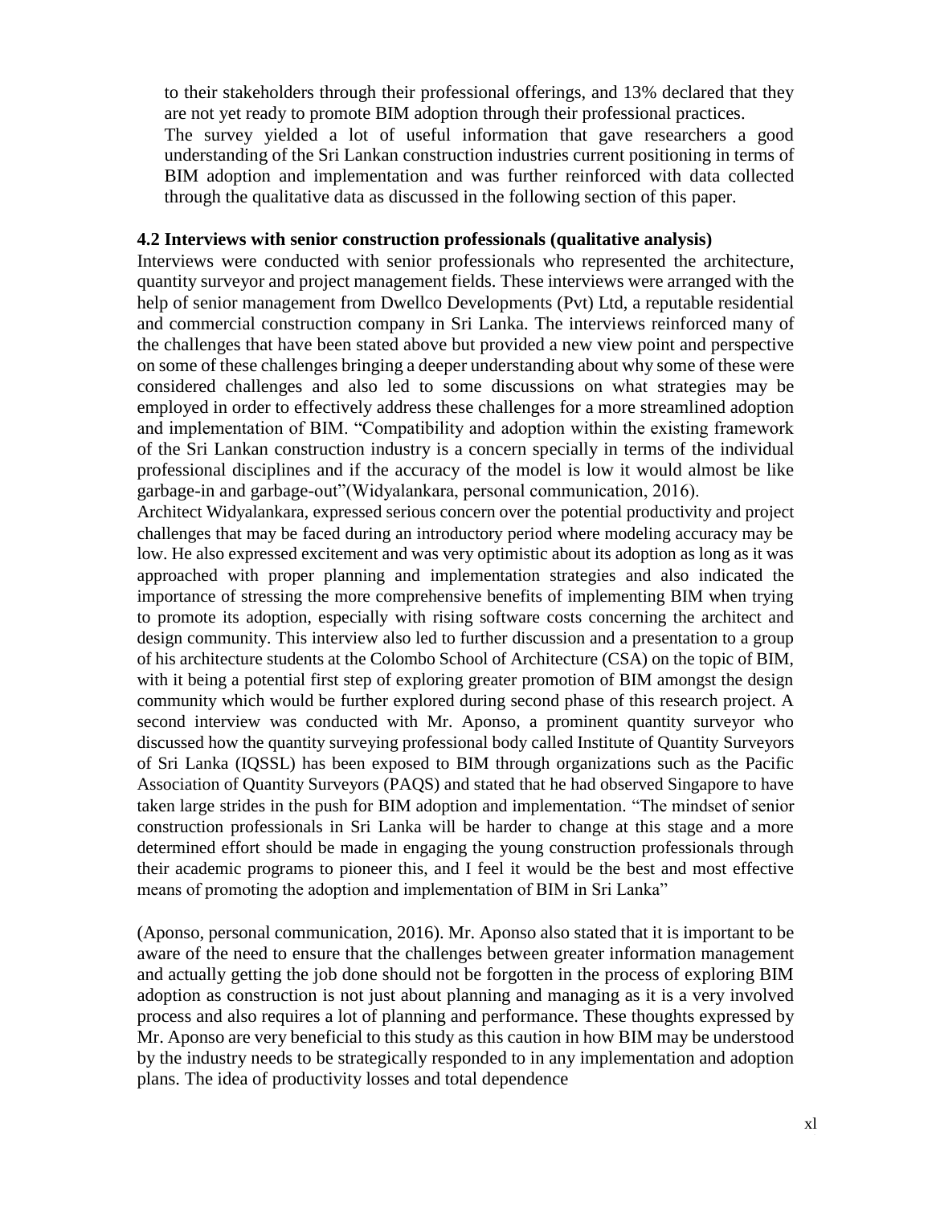to their stakeholders through their professional offerings, and 13% declared that they are not yet ready to promote BIM adoption through their professional practices.

The survey yielded a lot of useful information that gave researchers a good understanding of the Sri Lankan construction industries current positioning in terms of BIM adoption and implementation and was further reinforced with data collected through the qualitative data as discussed in the following section of this paper.

### 4.2 Interviews with senior construction professionals (qualitative analysis)

Interviews were conducted with senior professionals who represented the architecture, quantity surveyor and project management fields. These interviews were arranged with the help of senior management from Dwellco Developments (Pvt) Ltd, a reputable residential and commercial construction company in Sri Lanka. The interviews reinforced many of the challenges that have been stated above but provided a new view point and perspective on some of these challenges bringing a deeper understanding about why some of these were considered challenges and also led to some discussions on what strategies may be employed in order to effectively address these challenges for a more streamlined adoption and implementation of BIM. "Compatibility and adoption within the existing framework of the Sri Lankan construction industry is a concern specially in terms of the individual professional disciplines and if the accuracy of the model is low it would almost be like garbage-in and garbage-out"(Widyalankara, personal communication, 2016).

Architect Widyalankara, expressed serious concern over the potential productivity and project challenges that may be faced during an introductory period where modeling accuracy may be low. He also expressed excitement and was very optimistic about its adoption as long as it was approached with proper planning and implementation strategies and also indicated the importance of stressing the more comprehensive benefits of implementing BIM when trying to promote its adoption, especially with rising software costs concerning the architect and design community. This interview also led to further discussion and a presentation to a group of his architecture students at the Colombo School of Architecture (CSA) on the topic of BIM, with it being a potential first step of exploring greater promotion of BIM amongst the design community which would be further explored during second phase of this research project. A second interview was conducted with Mr. Aponso, a prominent quantity surveyor who discussed how the quantity surveying professional body called Institute of Quantity Surveyors of Sri Lanka (IQSSL) has been exposed to BIM through organizations such as the Pacific Association of Quantity Surveyors (PAQS) and stated that he had observed Singapore to have taken large strides in the push for BIM adoption and implementation. "The mindset of senior construction professionals in Sri Lanka will be harder to change at this stage and a more determined effort should be made in engaging the young construction professionals through their academic programs to pioneer this, and I feel it would be the best and most effective means of promoting the adoption and implementation of BIM in Sri Lanka"

(Aponso, personal communication, 2016). Mr. Aponso also stated that it is important to be aware of the need to ensure that the challenges between greater information management and actually getting the job done should not be forgotten in the process of exploring BIM adoption as construction is not just about planning and managing as it is a very involved process and also requires a lot of planning and performance. These thoughts expressed by Mr. Aponso are very beneficial to this study as this caution in how BIM may be understood by the industry needs to be strategically responded to in any implementation and adoption plans. The idea of productivity losses and total dependence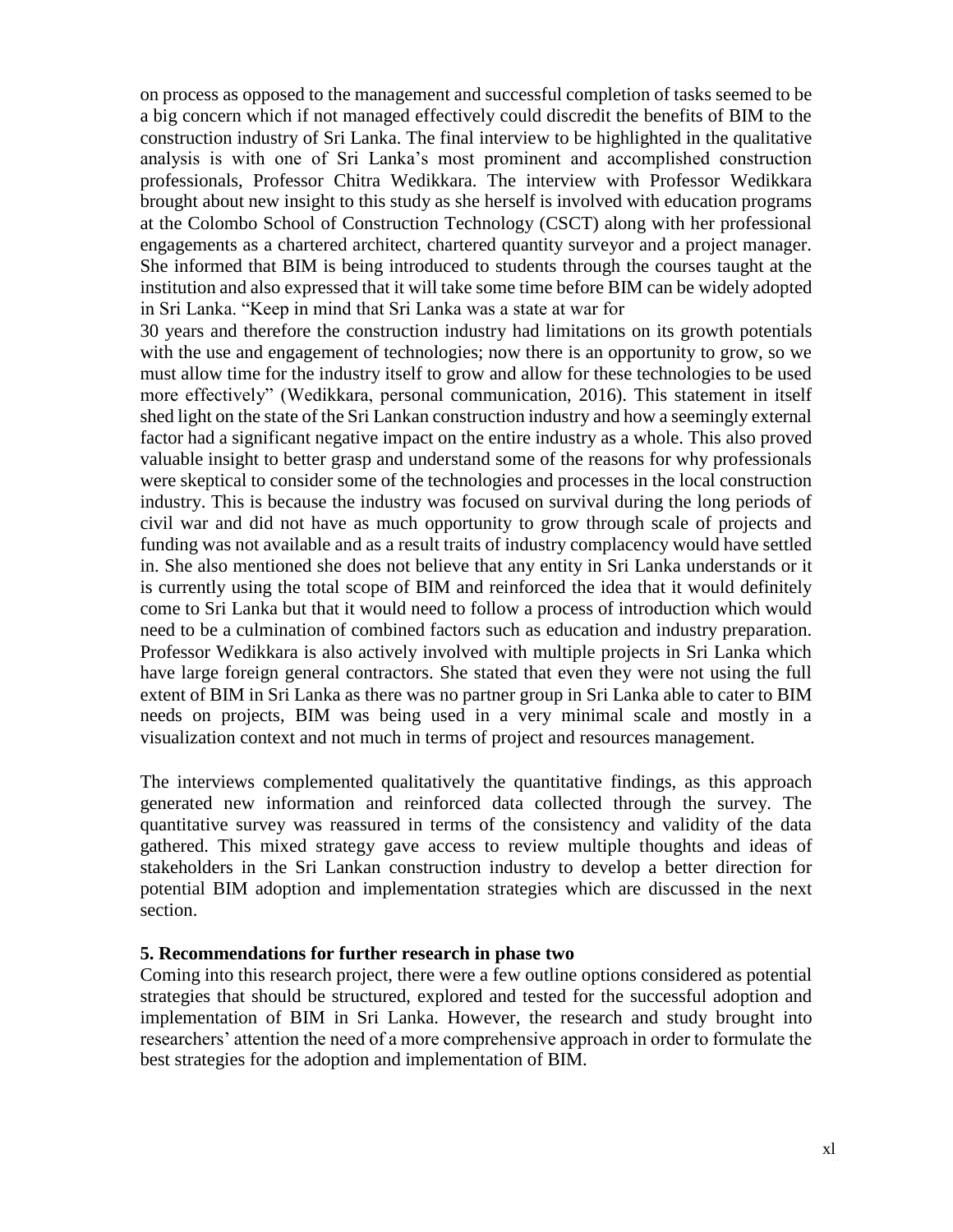on process as opposed to the management and successful completion of tasks seemed to be a big concern which if not managed effectively could discredit the benefits of BIM to the construction industry of Sri Lanka. The final interview to be highlighted in the qualitative analysis is with one of Sri Lanka's most prominent and accomplished construction professionals, Professor Chitra Wedikkara. The interview with Professor Wedikkara brought about new insight to this study as she herself is involved with education programs at the Colombo School of Construction Technology (CSCT) along with her professional engagements as a chartered architect, chartered quantity surveyor and a project manager. She informed that BIM is being introduced to students through the courses taught at the institution and also expressed that it will take some time before BIM can be widely adopted in Sri Lanka. "Keep in mind that Sri Lanka was a state at war for 30 years and therefore the construction industry had limitations on its growth potentials with the use and engagement of technologies; now there is an opportunity to grow, so we must allow time for the industry itself to grow and allow for these technologies to be used more effectively" (Wedikkara, personal communication, 2016). This statement in itself shed light on the state of the Sri Lankan construction industry and how a seemingly external factor had a significant negative impact on the entire industry as a whole. This also proved valuable insight to better grasp and understand some of the reasons for why professionals were skeptical to consider some of the technologies and processes in the local construction industry. This is because the industry was focused on survival during the long periods of civil war and did not have as much opportunity to grow through scale of projects and funding was not available and as a result traits of industry complacency would have settled in. She also mentioned she does not believe that any entity in Sri Lanka understands or it is currently using the total scope of BIM and reinforced the idea that it would definitely come to Sri Lanka but that it would need to follow a process of introduction which would need to be a culmination of combined factors such as education and industry preparation. Professor Wedikkara is also actively involved with multiple projects in Sri Lanka which have large foreign general contractors. She stated that even they were not using the full extent of BIM in Sri Lanka as there was no partner group in Sri Lanka able to cater to BIM needs on projects, BIM was being used in a very minimal scale and mostly in a visualization context and not much in terms of project and resources management.

The interviews complemented qualitatively the quantitative findings, as this approach generated new information and reinforced data collected through the survey. The quantitative survey was reassured in terms of the consistency and validity of the data gathered. This mixed strategy gave access to review multiple thoughts and ideas of stakeholders in the Sri Lankan construction industry to develop a better direction for potential BIM adoption and implementation strategies which are discussed in the next section.

## 5. Recommendations for further research in phase two

Coming into this research project, there were a few outline options considered as potential strategies that should be structured, explored and tested for the successful adoption and implementation of BIM in Sri Lanka. However, the research and study brought into researchers' attention the need of a more comprehensive approach in order to formulate the best strategies for the adoption and implementation of BIM.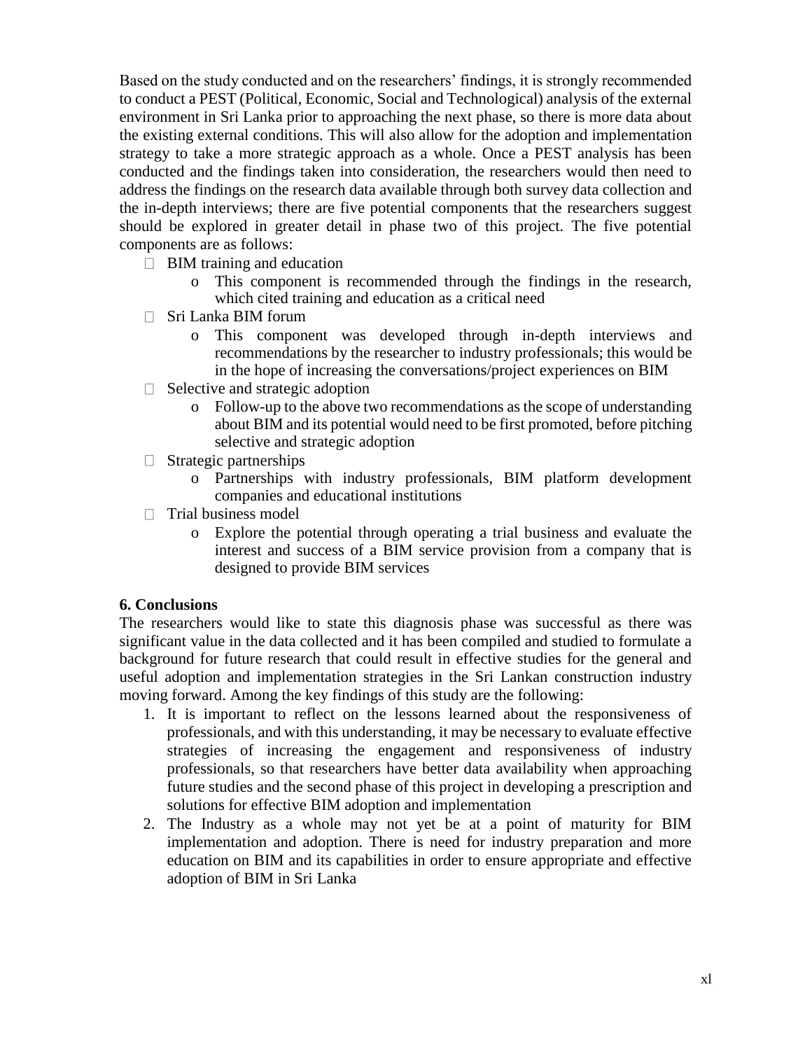Based on the study conducted and on the researchers' findings, it is strongly recommended to conduct a PEST (Political, Economic, Social and Technological) analysis of the external environment in Sri Lanka prior to approaching the next phase, so there is more data about the existing external conditions. This will also allow for the adoption and implementation strategy to take a more strategic approach as a whole. Once a PEST analysis has been conducted and the findings taken into consideration, the researchers would then need to address the findings on the research data available through both survey data collection and the in-depth interviews; there are five potential components that the researchers suggest should be explored in greater detail in phase two of this project. The five potential components are as follows:

- BIM training and education
  - This component is recommended through the findings in the research, which cited training and education as a critical need
- Sri Lanka BIM forum
  - This component was developed through in-depth interviews and recommendations by the researcher to industry professionals; this would be in the hope of increasing the conversations/project experiences on BIM
- Selective and strategic adoption
  - Follow-up to the above two recommendations as the scope of understanding about BIM and its potential would need to be first promoted, before pitching selective and strategic adoption
- Strategic partnerships
  - Partnerships with industry professionals, BIM platform development companies and educational institutions
- Trial business model
  - Explore the potential through operating a trial business and evaluate the interest and success of a BIM service provision from a company that is designed to provide BIM services

## 6. Conclusions

The researchers would like to state this diagnosis phase was successful as there was significant value in the data collected and it has been compiled and studied to formulate a background for future research that could result in effective studies for the general and useful adoption and implementation strategies in the Sri Lankan construction industry moving forward. Among the key findings of this study are the following:

1. It is important to reflect on the lessons learned about the responsiveness of professionals, and with this understanding, it may be necessary to evaluate effective strategies of increasing the engagement and responsiveness of industry professionals, so that researchers have better data availability when approaching future studies and the second phase of this project in developing a prescription and solutions for effective BIM adoption and implementation
2. The Industry as a whole may not yet be at a point of maturity for BIM implementation and adoption. There is need for industry preparation and more education on BIM and its capabilities in order to ensure appropriate and effective adoption of BIM in Sri Lanka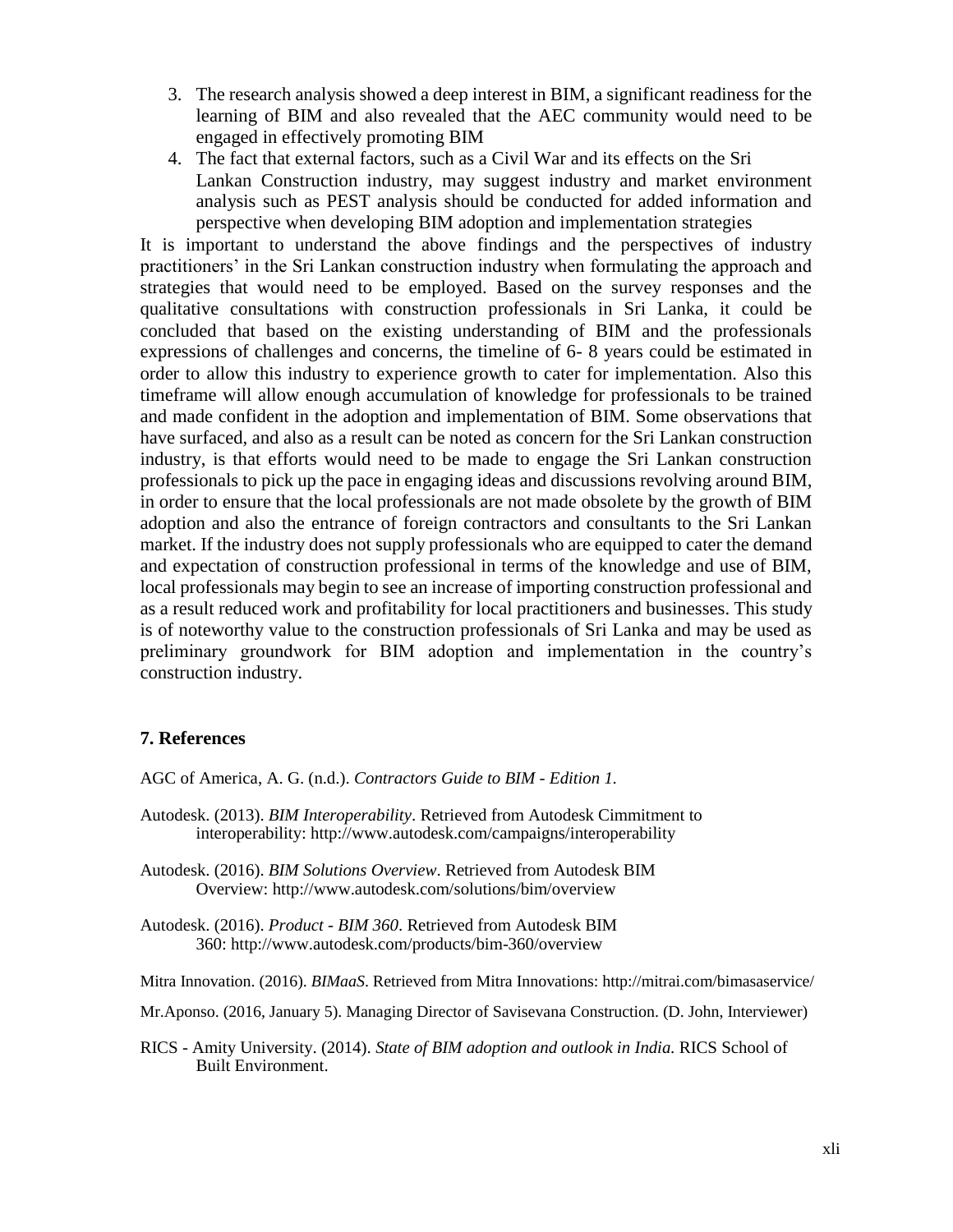3. The research analysis showed a deep interest in BIM, a significant readiness for the learning of BIM and also revealed that the AEC community would need to be engaged in effectively promoting BIM
4. The fact that external factors, such as a Civil War and its effects on the Sri Lankan Construction industry, may suggest industry and market environment analysis such as PEST analysis should be conducted for added information and perspective when developing BIM adoption and implementation strategies

It is important to understand the above findings and the perspectives of industry practitioners' in the Sri Lankan construction industry when formulating the approach and strategies that would need to be employed. Based on the survey responses and the qualitative consultations with construction professionals in Sri Lanka, it could be concluded that based on the existing understanding of BIM and the professionals expressions of challenges and concerns, the timeline of 6- 8 years could be estimated in order to allow this industry to experience growth to cater for implementation. Also this timeframe will allow enough accumulation of knowledge for professionals to be trained and made confident in the adoption and implementation of BIM. Some observations that have surfaced, and also as a result can be noted as concern for the Sri Lankan construction industry, is that efforts would need to be made to engage the Sri Lankan construction professionals to pick up the pace in engaging ideas and discussions revolving around BIM, in order to ensure that the local professionals are not made obsolete by the growth of BIM adoption and also the entrance of foreign contractors and consultants to the Sri Lankan market. If the industry does not supply professionals who are equipped to cater the demand and expectation of construction professional in terms of the knowledge and use of BIM, local professionals may begin to see an increase of importing construction professional and as a result reduced work and profitability for local practitioners and businesses. This study is of noteworthy value to the construction professionals of Sri Lanka and may be used as preliminary groundwork for BIM adoption and implementation in the country's construction industry.

## 7. References

AGC of America, A. G. (n.d.). *Contractors Guide to BIM - Edition 1.*

Autodesk. (2013). *BIM Interoperability*. Retrieved from Autodesk Cimmitment to interoperability: http://www.autodesk.com/campaigns/interoperability

Autodesk. (2016). *BIM Solutions Overview*. Retrieved from Autodesk BIM Overview: http://www.autodesk.com/solutions/bim/overview

Autodesk. (2016). *Product - BIM 360*. Retrieved from Autodesk BIM 360: http://www.autodesk.com/products/bim-360/overview

Mitra Innovation. (2016). *BIMaaS*. Retrieved from Mitra Innovations: http://mitrai.com/bimasaservice/

Mr.Aponso. (2016, January 5). Managing Director of Savisevana Construction. (D. John, Interviewer)

RICS - Amity University. (2014). *State of BIM adoption and outlook in India.* RICS School of Built Environment.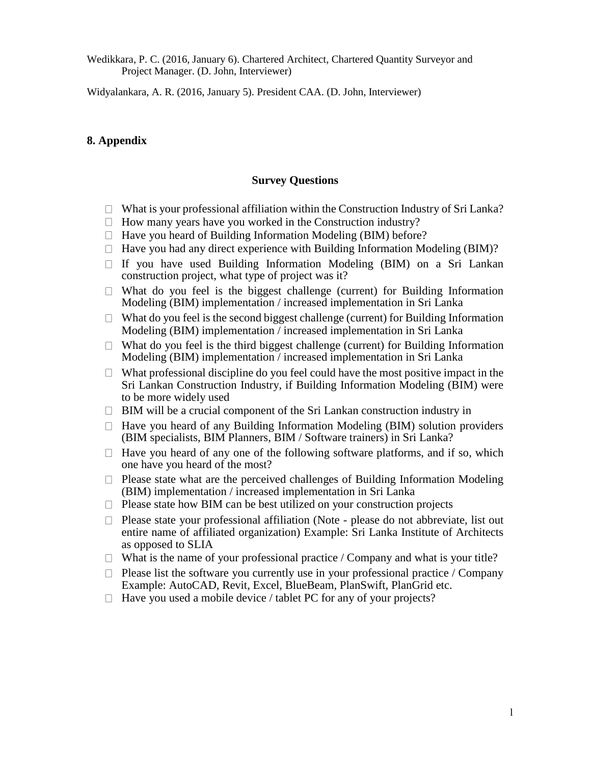Wedikkara, P. C. (2016, January 6). Chartered Architect, Chartered Quantity Surveyor and Project Manager. (D. John, Interviewer)

Widyalankara, A. R. (2016, January 5). President CAA. (D. John, Interviewer)

## 8. Appendix

### Survey Questions

- What is your professional affiliation within the Construction Industry of Sri Lanka?
- How many years have you worked in the Construction industry?
- Have you heard of Building Information Modeling (BIM) before?
- Have you had any direct experience with Building Information Modeling (BIM)?
- If you have used Building Information Modeling (BIM) on a Sri Lankan construction project, what type of project was it?
- What do you feel is the biggest challenge (current) for Building Information Modeling (BIM) implementation / increased implementation in Sri Lanka
- What do you feel is the second biggest challenge (current) for Building Information Modeling (BIM) implementation / increased implementation in Sri Lanka
- What do you feel is the third biggest challenge (current) for Building Information Modeling (BIM) implementation / increased implementation in Sri Lanka
- What professional discipline do you feel could have the most positive impact in the Sri Lankan Construction Industry, if Building Information Modeling (BIM) were to be more widely used
- BIM will be a crucial component of the Sri Lankan construction industry in
- Have you heard of any Building Information Modeling (BIM) solution providers (BIM specialists, BIM Planners, BIM / Software trainers) in Sri Lanka?
- Have you heard of any one of the following software platforms, and if so, which one have you heard of the most?
- Please state what are the perceived challenges of Building Information Modeling (BIM) implementation / increased implementation in Sri Lanka
- Please state how BIM can be best utilized on your construction projects
- Please state your professional affiliation (Note - please do not abbreviate, list out entire name of affiliated organization) Example: Sri Lanka Institute of Architects as opposed to SLIA
- What is the name of your professional practice / Company and what is your title?
- Please list the software you currently use in your professional practice / Company Example: AutoCAD, Revit, Excel, BlueBeam, PlanSwift, PlanGrid etc.
- Have you used a mobile device / tablet PC for any of your projects?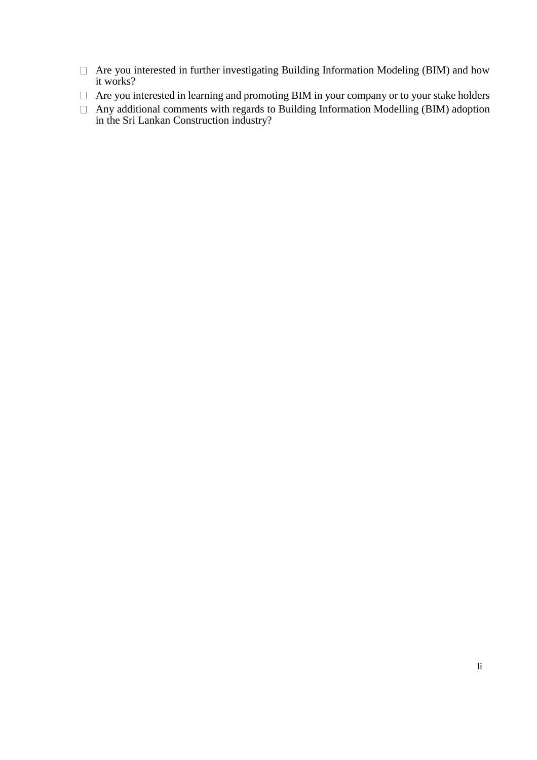- Are you interested in further investigating Building Information Modeling (BIM) and how it works?
- Are you interested in learning and promoting BIM in your company or to your stake holders
- Any additional comments with regards to Building Information Modelling (BIM) adoption in the Sri Lankan Construction industry?